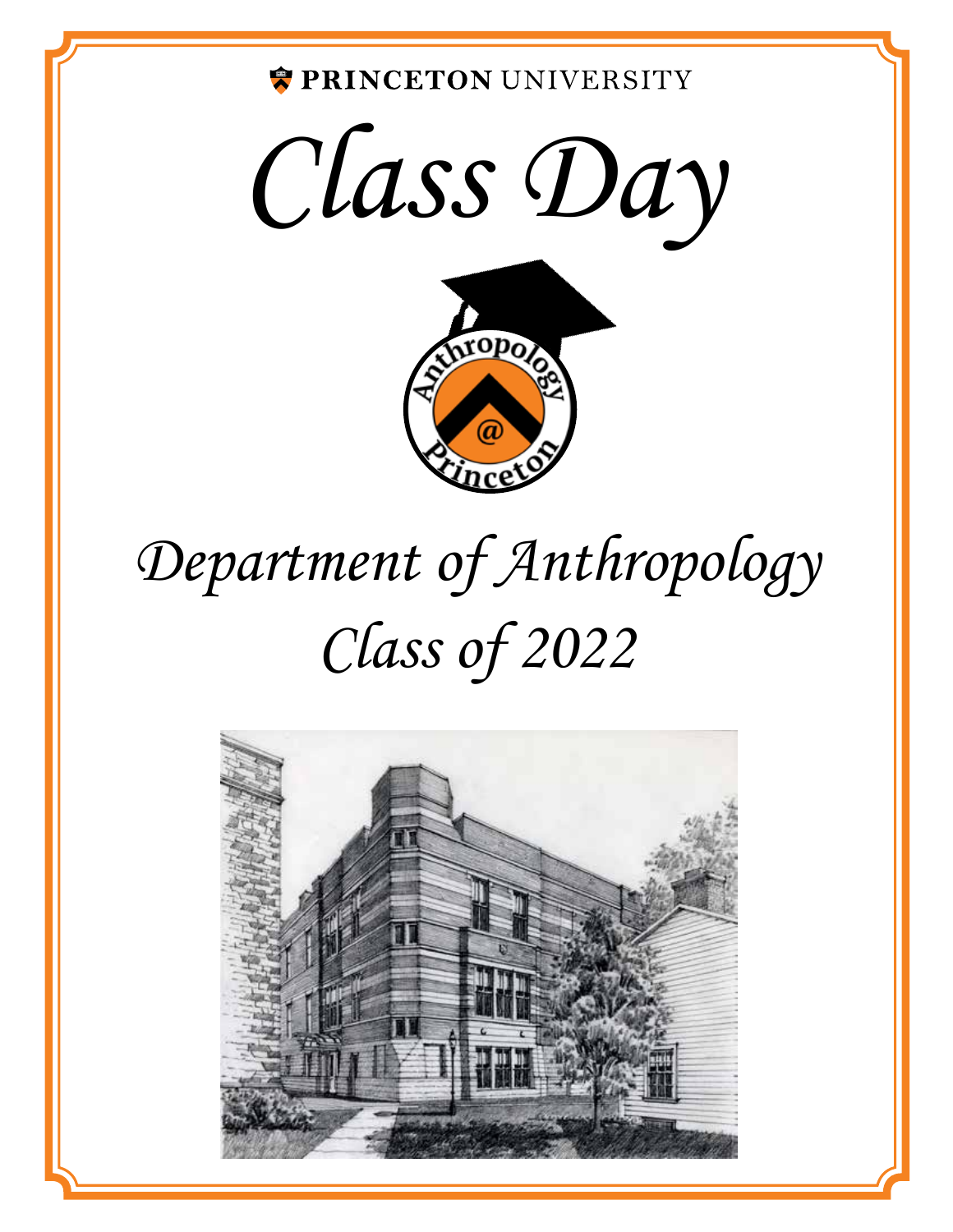PRINCETON UNIVERSITY

# *Class Day*

## *Department of Anthropology*

## *Class of 2022*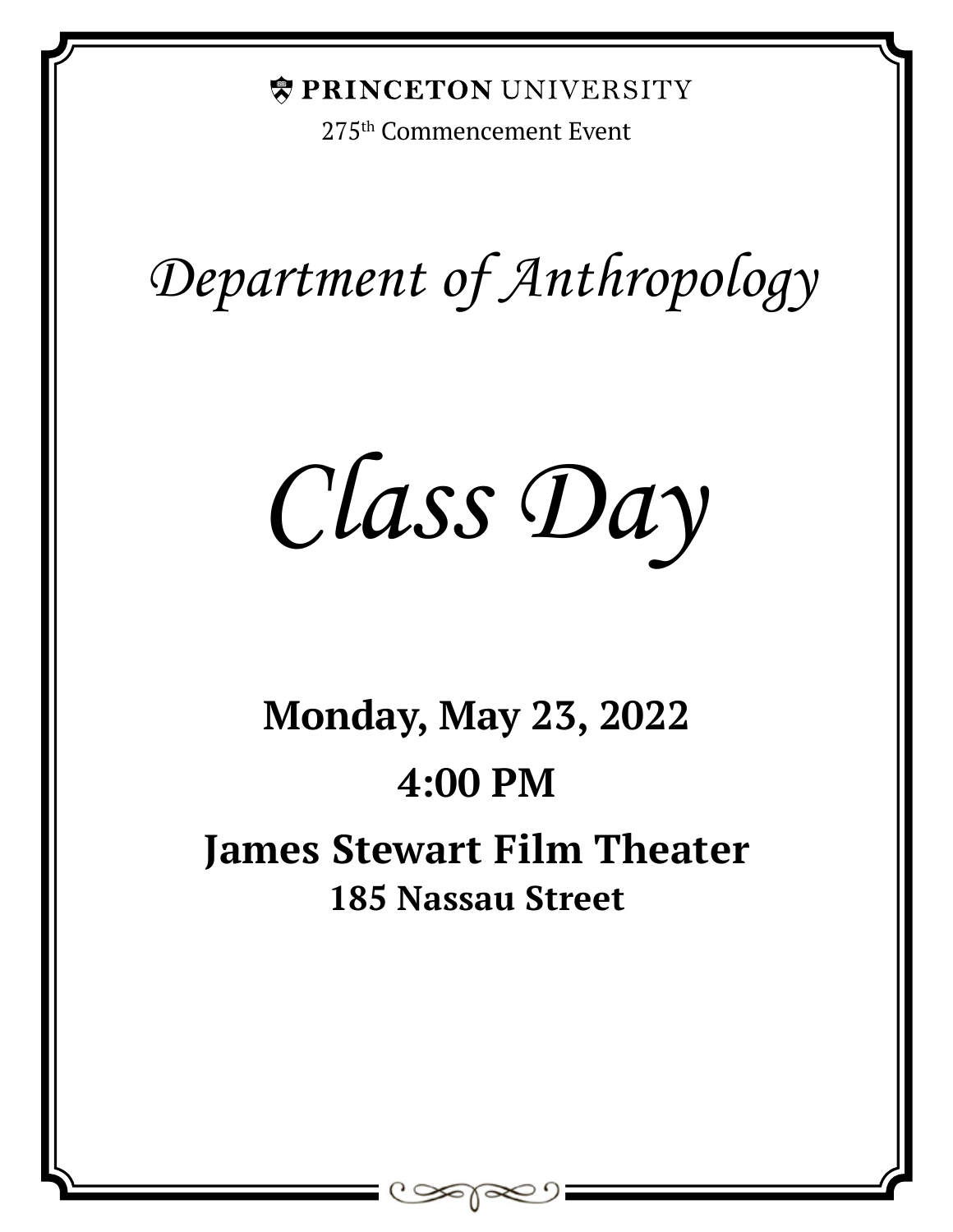**PRINCETON UNIVERSITY**

275th Commencement Event

# *Department of Anthropology*

# *Class Day*

**Monday, May 23, 2022**

**4:00 PM**

**James Stewart Film Theater**

**185 Nassau Street**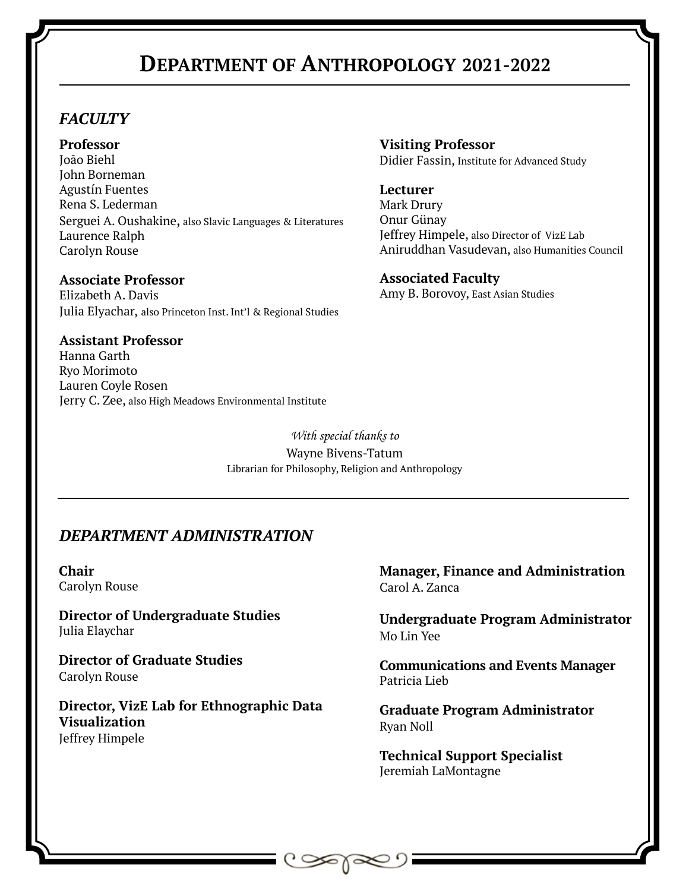# Department of Anthropology 2021-2022

## *FACULTY*

**Professor**
João Biehl
John Borneman
Agustín Fuentes
Rena S. Lederman
Serguei A. Oushakine, also Slavic Languages & Literatures
Laurence Ralph
Carolyn Rouse

**Associate Professor**
Elizabeth A. Davis
Julia Elyachar, also Princeton Inst. Int'l & Regional Studies

**Assistant Professor**
Hanna Garth
Ryo Morimoto
Lauren Coyle Rosen
Jerry C. Zee, also High Meadows Environmental Institute

**Visiting Professor**
Didier Fassin, Institute for Advanced Study

**Lecturer**
Mark Drury
Onur Günay
Jeffrey Himpele, also Director of VizE Lab
Aniruddhan Vasudevan, also Humanities Council

**Associated Faculty**
Amy B. Borovoy, East Asian Studies

*With special thanks to*
Wayne Bivens-Tatum
Librarian for Philosophy, Religion and Anthropology

## *DEPARTMENT ADMINISTRATION*

**Chair**
Carolyn Rouse

**Director of Undergraduate Studies**
Julia Elaychar

**Director of Graduate Studies**
Carolyn Rouse

**Director, VizE Lab for Ethnographic Data Visualization**
Jeffrey Himpele

**Manager, Finance and Administration**
Carol A. Zanca

**Undergraduate Program Administrator**
Mo Lin Yee

**Communications and Events Manager**
Patricia Lieb

**Graduate Program Administrator**
Ryan Noll

**Technical Support Specialist**
Jeremiah LaMontagne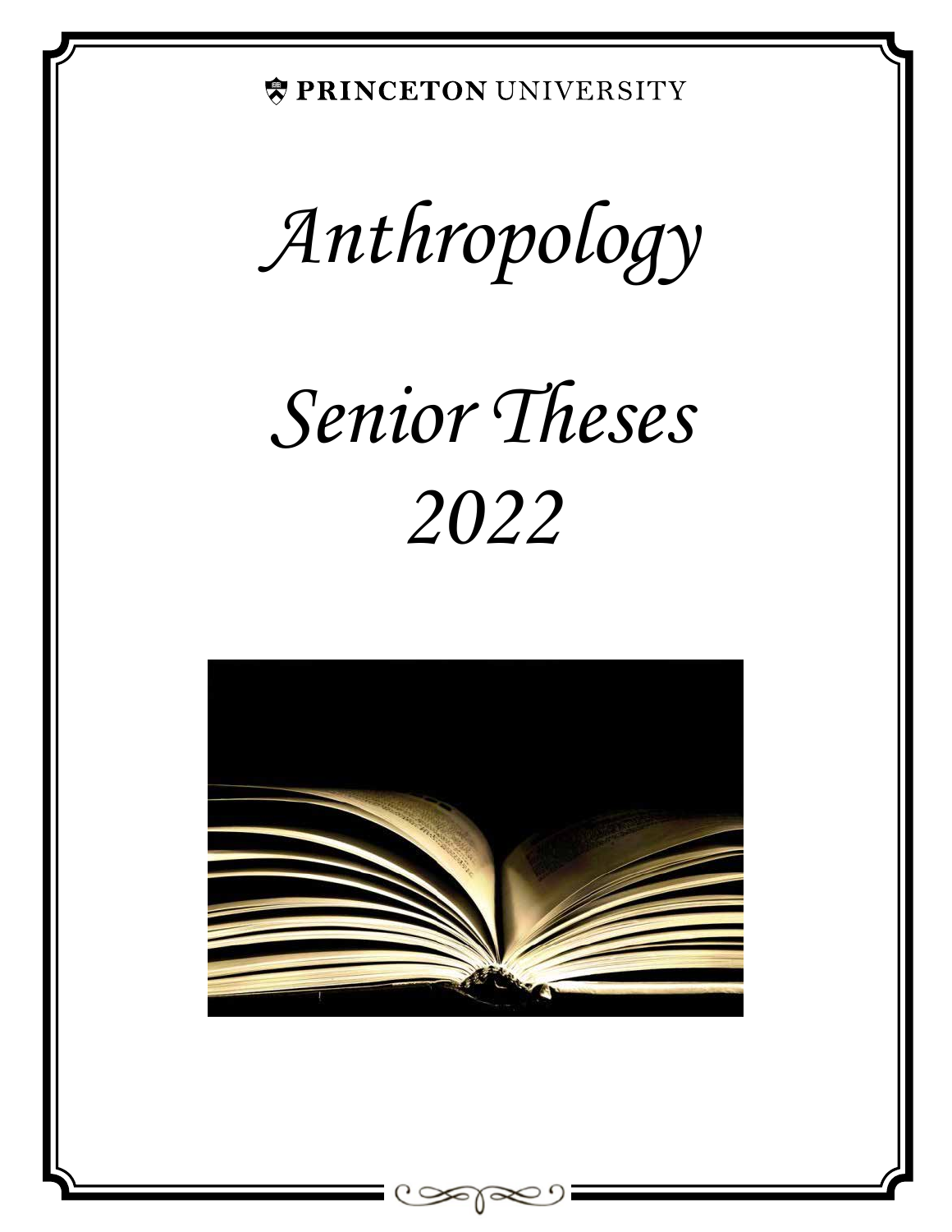PRINCETON UNIVERSITY

# *Anthropology*

# *Senior Theses*
# *2022*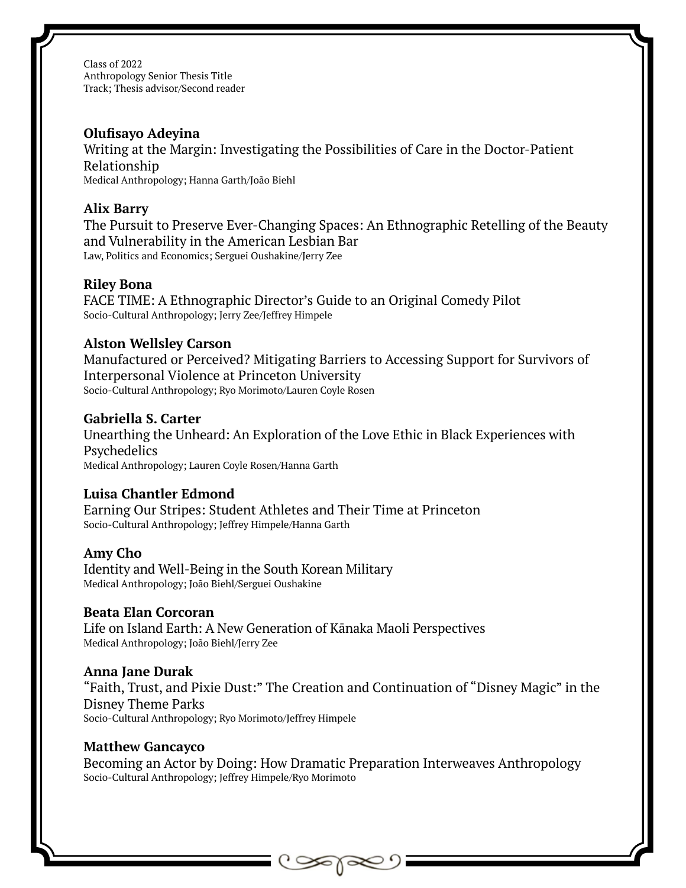Class of 2022
Anthropology Senior Thesis Title
Track; Thesis advisor/Second reader

**Olufisayo Adeyina**
Writing at the Margin: Investigating the Possibilities of Care in the Doctor-Patient Relationship
Medical Anthropology; Hanna Garth/João Biehl

**Alix Barry**
The Pursuit to Preserve Ever-Changing Spaces: An Ethnographic Retelling of the Beauty and Vulnerability in the American Lesbian Bar
Law, Politics and Economics; Serguei Oushakine/Jerry Zee

**Riley Bona**
FACE TIME: A Ethnographic Director's Guide to an Original Comedy Pilot
Socio-Cultural Anthropology; Jerry Zee/Jeffrey Himpele

**Alston Wellsley Carson**
Manufactured or Perceived? Mitigating Barriers to Accessing Support for Survivors of Interpersonal Violence at Princeton University
Socio-Cultural Anthropology; Ryo Morimoto/Lauren Coyle Rosen

**Gabriella S. Carter**
Unearthing the Unheard: An Exploration of the Love Ethic in Black Experiences with Psychedelics
Medical Anthropology; Lauren Coyle Rosen/Hanna Garth

**Luisa Chantler Edmond**
Earning Our Stripes: Student Athletes and Their Time at Princeton
Socio-Cultural Anthropology; Jeffrey Himpele/Hanna Garth

**Amy Cho**
Identity and Well-Being in the South Korean Military
Medical Anthropology; João Biehl/Serguei Oushakine

**Beata Elan Corcoran**
Life on Island Earth: A New Generation of Kānaka Maoli Perspectives
Medical Anthropology; João Biehl/Jerry Zee

**Anna Jane Durak**
"Faith, Trust, and Pixie Dust:" The Creation and Continuation of "Disney Magic" in the Disney Theme Parks
Socio-Cultural Anthropology; Ryo Morimoto/Jeffrey Himpele

**Matthew Gancayco**
Becoming an Actor by Doing: How Dramatic Preparation Interweaves Anthropology
Socio-Cultural Anthropology; Jeffrey Himpele/Ryo Morimoto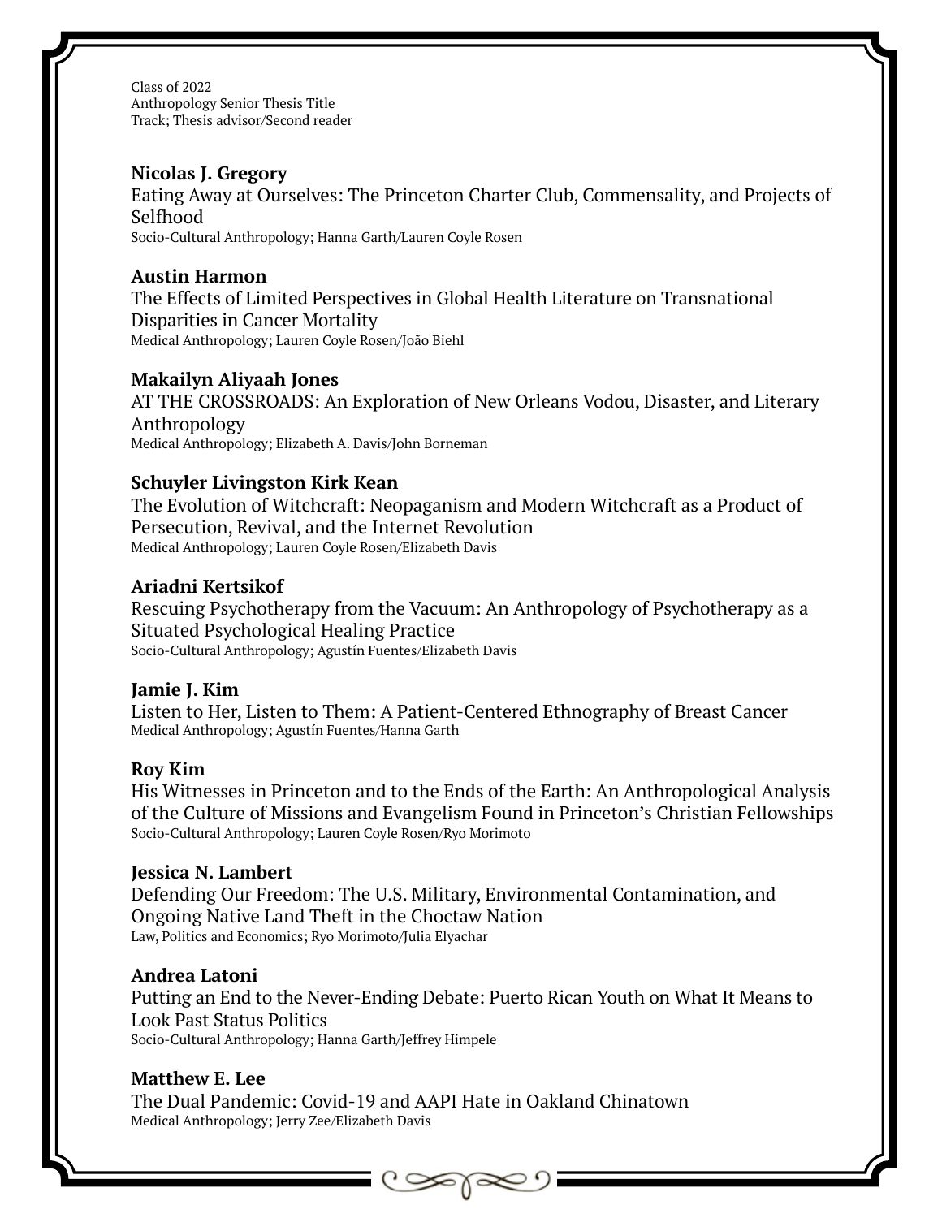Class of 2022
Anthropology Senior Thesis Title
Track; Thesis advisor/Second reader

**Nicolas J. Gregory**
Eating Away at Ourselves: The Princeton Charter Club, Commensality, and Projects of Selfhood
Socio-Cultural Anthropology; Hanna Garth/Lauren Coyle Rosen

**Austin Harmon**
The Effects of Limited Perspectives in Global Health Literature on Transnational Disparities in Cancer Mortality
Medical Anthropology; Lauren Coyle Rosen/João Biehl

**Makailyn Aliyaah Jones**
AT THE CROSSROADS: An Exploration of New Orleans Vodou, Disaster, and Literary Anthropology
Medical Anthropology; Elizabeth A. Davis/John Borneman

**Schuyler Livingston Kirk Kean**
The Evolution of Witchcraft: Neopaganism and Modern Witchcraft as a Product of Persecution, Revival, and the Internet Revolution
Medical Anthropology; Lauren Coyle Rosen/Elizabeth Davis

**Ariadni Kertsikof**
Rescuing Psychotherapy from the Vacuum: An Anthropology of Psychotherapy as a Situated Psychological Healing Practice
Socio-Cultural Anthropology; Agustín Fuentes/Elizabeth Davis

**Jamie J. Kim**
Listen to Her, Listen to Them: A Patient-Centered Ethnography of Breast Cancer
Medical Anthropology; Agustín Fuentes/Hanna Garth

**Roy Kim**
His Witnesses in Princeton and to the Ends of the Earth: An Anthropological Analysis of the Culture of Missions and Evangelism Found in Princeton's Christian Fellowships
Socio-Cultural Anthropology; Lauren Coyle Rosen/Ryo Morimoto

**Jessica N. Lambert**
Defending Our Freedom: The U.S. Military, Environmental Contamination, and Ongoing Native Land Theft in the Choctaw Nation
Law, Politics and Economics; Ryo Morimoto/Julia Elyachar

**Andrea Latoni**
Putting an End to the Never-Ending Debate: Puerto Rican Youth on What It Means to Look Past Status Politics
Socio-Cultural Anthropology; Hanna Garth/Jeffrey Himpele

**Matthew E. Lee**
The Dual Pandemic: Covid-19 and AAPI Hate in Oakland Chinatown
Medical Anthropology; Jerry Zee/Elizabeth Davis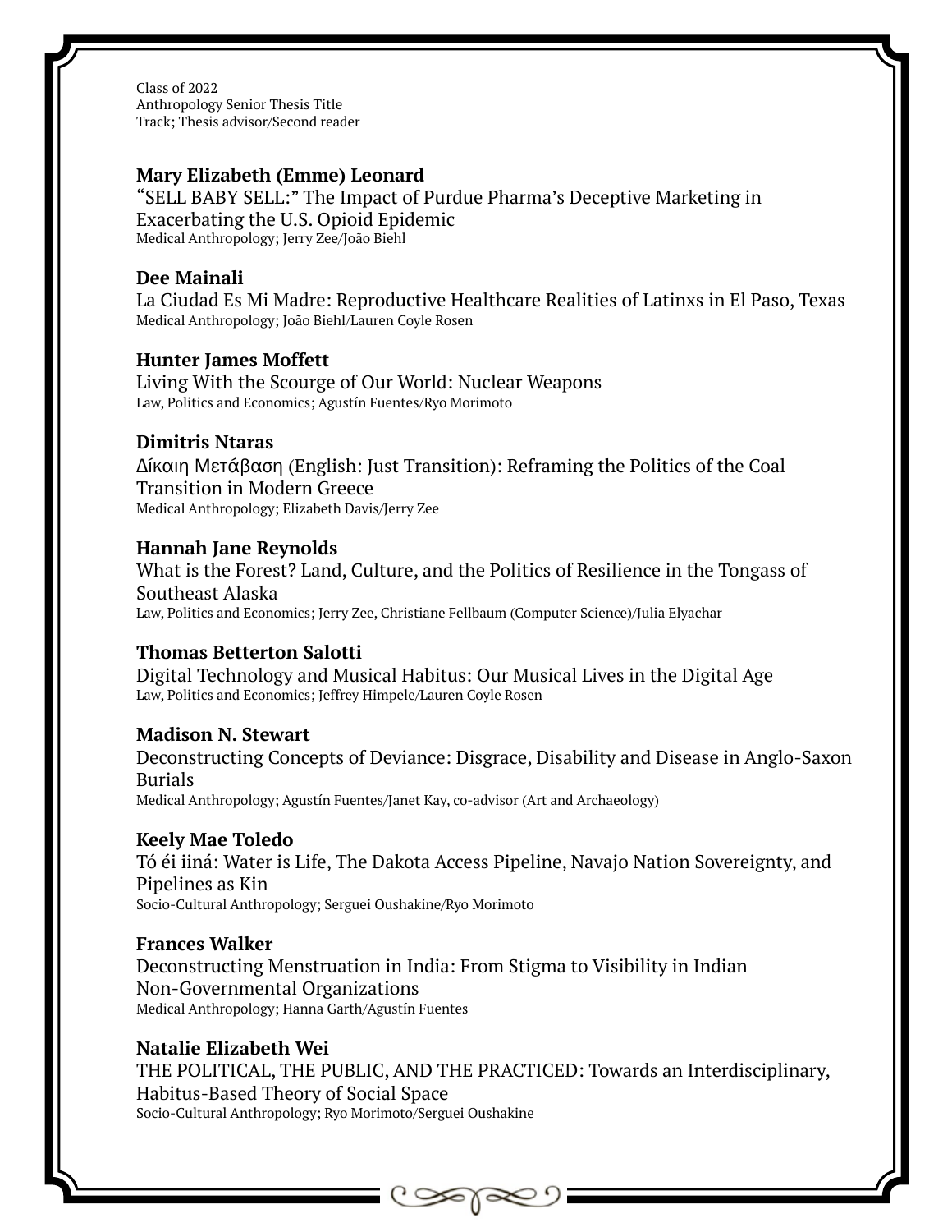Class of 2022
Anthropology Senior Thesis Title
Track; Thesis advisor/Second reader

**Mary Elizabeth (Emme) Leonard**
"SELL BABY SELL:" The Impact of Purdue Pharma's Deceptive Marketing in Exacerbating the U.S. Opioid Epidemic
Medical Anthropology; Jerry Zee/João Biehl

**Dee Mainali**
La Ciudad Es Mi Madre: Reproductive Healthcare Realities of Latinxs in El Paso, Texas
Medical Anthropology; João Biehl/Lauren Coyle Rosen

**Hunter James Moffett**
Living With the Scourge of Our World: Nuclear Weapons
Law, Politics and Economics; Agustín Fuentes/Ryo Morimoto

**Dimitris Ntaras**
Δίκαιη Μετάβαση (English: Just Transition): Reframing the Politics of the Coal Transition in Modern Greece
Medical Anthropology; Elizabeth Davis/Jerry Zee

**Hannah Jane Reynolds**
What is the Forest? Land, Culture, and the Politics of Resilience in the Tongass of Southeast Alaska
Law, Politics and Economics; Jerry Zee, Christiane Fellbaum (Computer Science)/Julia Elyachar

**Thomas Betterton Salotti**
Digital Technology and Musical Habitus: Our Musical Lives in the Digital Age
Law, Politics and Economics; Jeffrey Himpele/Lauren Coyle Rosen

**Madison N. Stewart**
Deconstructing Concepts of Deviance: Disgrace, Disability and Disease in Anglo-Saxon Burials
Medical Anthropology; Agustín Fuentes/Janet Kay, co-advisor (Art and Archaeology)

**Keely Mae Toledo**
Tó éi iiná: Water is Life, The Dakota Access Pipeline, Navajo Nation Sovereignty, and Pipelines as Kin
Socio-Cultural Anthropology; Serguei Oushakine/Ryo Morimoto

**Frances Walker**
Deconstructing Menstruation in India: From Stigma to Visibility in Indian Non-Governmental Organizations
Medical Anthropology; Hanna Garth/Agustín Fuentes

**Natalie Elizabeth Wei**
THE POLITICAL, THE PUBLIC, AND THE PRACTICED: Towards an Interdisciplinary, Habitus-Based Theory of Social Space
Socio-Cultural Anthropology; Ryo Morimoto/Serguei Oushakine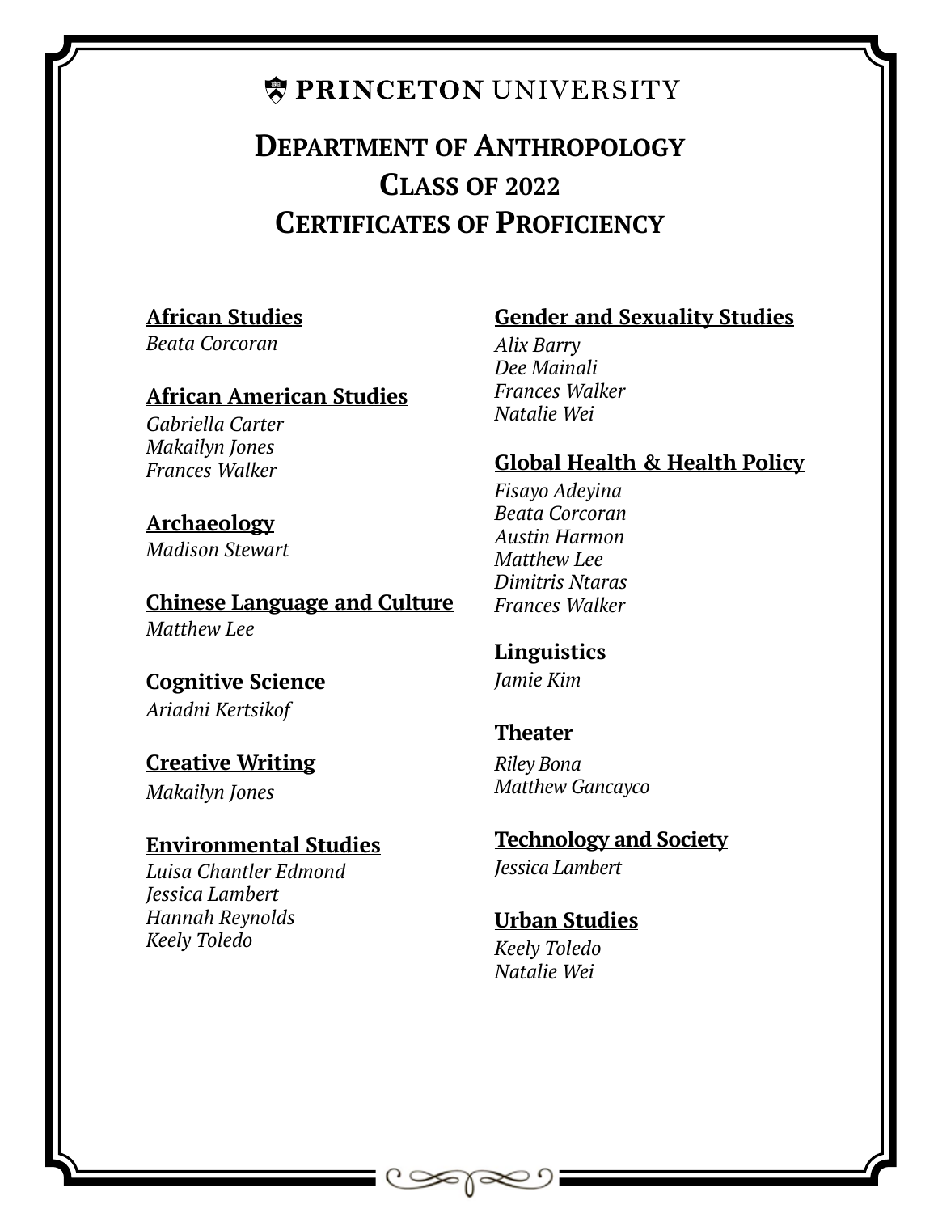PRINCETON UNIVERSITY

# Department of Anthropology
# Class of 2022
# Certificates of Proficiency

**African Studies**

*Beata Corcoran*

**African American Studies**

*Gabriella Carter*
*Makailyn Jones*
*Frances Walker*

**Archaeology**

*Madison Stewart*

**Chinese Language and Culture**

*Matthew Lee*

**Cognitive Science**

*Ariadni Kertsikof*

**Creative Writing**

*Makailyn Jones*

**Environmental Studies**

*Luisa Chantler Edmond*
*Jessica Lambert*
*Hannah Reynolds*
*Keely Toledo*

**Gender and Sexuality Studies**

*Alix Barry*
*Dee Mainali*
*Frances Walker*
*Natalie Wei*

**Global Health & Health Policy**

*Fisayo Adeyina*
*Beata Corcoran*
*Austin Harmon*
*Matthew Lee*
*Dimitris Ntaras*
*Frances Walker*

**Linguistics**

*Jamie Kim*

**Theater**

*Riley Bona*
*Matthew Gancayco*

**Technology and Society**

*Jessica Lambert*

**Urban Studies**

*Keely Toledo*
*Natalie Wei*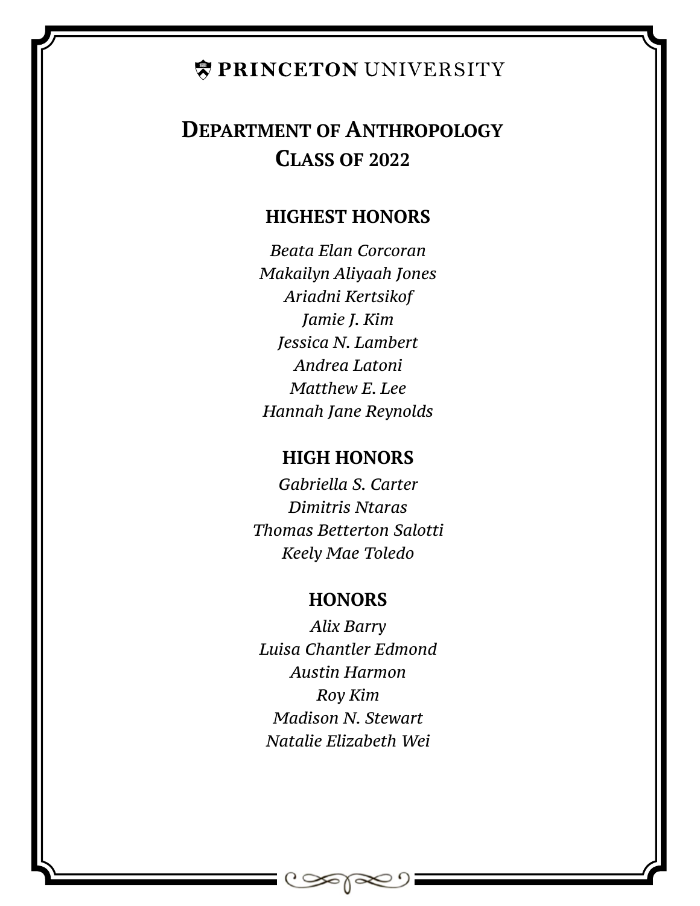PRINCETON UNIVERSITY

# Department of Anthropology
# Class of 2022

## HIGHEST HONORS

*Beata Elan Corcoran*
*Makailyn Aliyaah Jones*
*Ariadni Kertsikof*
*Jamie J. Kim*
*Jessica N. Lambert*
*Andrea Latoni*
*Matthew E. Lee*
*Hannah Jane Reynolds*

## HIGH HONORS

*Gabriella S. Carter*
*Dimitris Ntaras*
*Thomas Betterton Salotti*
*Keely Mae Toledo*

## HONORS

*Alix Barry*
*Luisa Chantler Edmond*
*Austin Harmon*
*Roy Kim*
*Madison N. Stewart*
*Natalie Elizabeth Wei*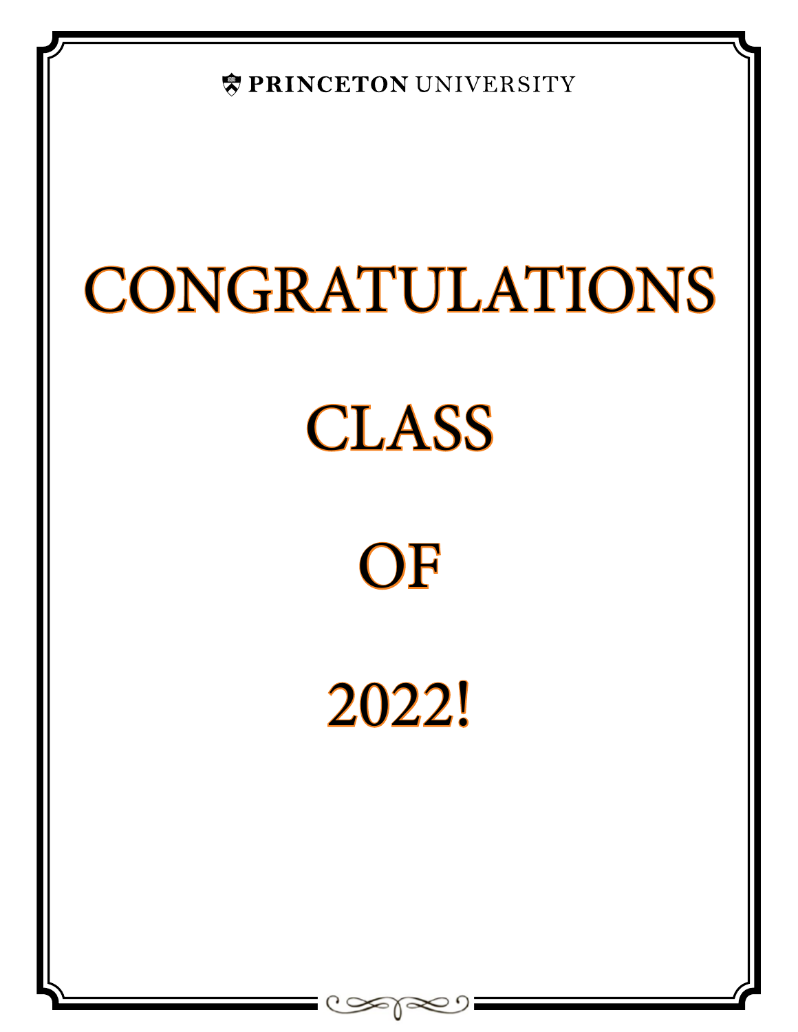PRINCETON UNIVERSITY

# CONGRATULATIONS

# CLASS

# OF

# 2022!